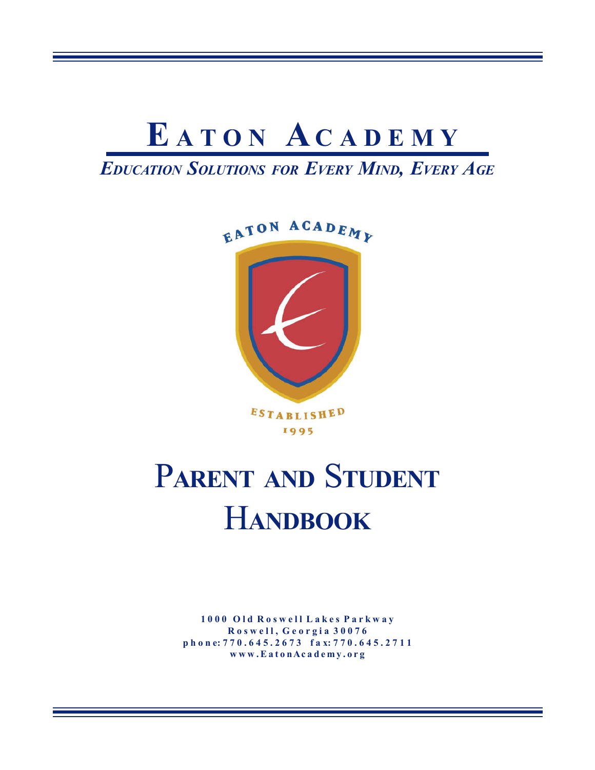# EATON ACADEMY

***EDUCATION SOLUTIONS FOR EVERY MIND, EVERY AGE***

EATON ACADEMY

ESTABLISHED 1995

# PARENT AND STUDENT HANDBOOK

**1000 Old Roswell Lakes Parkway**
**Roswell, Georgia 30076**
**phone: 770.645.2673 fax: 770.645.2711**
**www.EatonAcademy.org**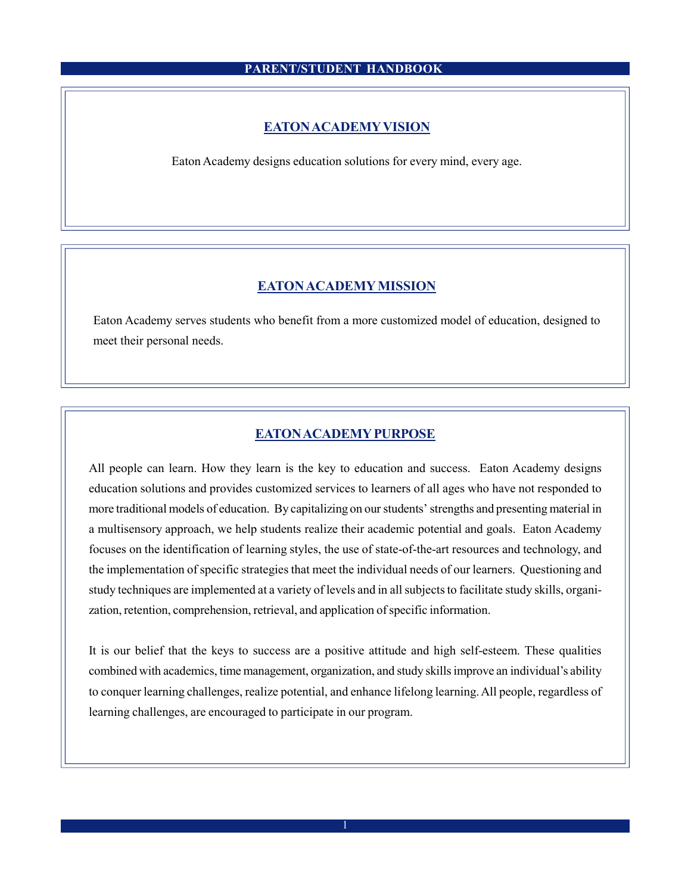## EATON ACADEMY VISION

Eaton Academy designs education solutions for every mind, every age.

## EATON ACADEMY MISSION

Eaton Academy serves students who benefit from a more customized model of education, designed to meet their personal needs.

## EATON ACADEMY PURPOSE

All people can learn. How they learn is the key to education and success. Eaton Academy designs education solutions and provides customized services to learners of all ages who have not responded to more traditional models of education. By capitalizing on our students' strengths and presenting material in a multisensory approach, we help students realize their academic potential and goals. Eaton Academy focuses on the identification of learning styles, the use of state-of-the-art resources and technology, and the implementation of specific strategies that meet the individual needs of our learners. Questioning and study techniques are implemented at a variety of levels and in all subjects to facilitate study skills, organization, retention, comprehension, retrieval, and application of specific information.

It is our belief that the keys to success are a positive attitude and high self-esteem. These qualities combined with academics, time management, organization, and study skills improve an individual's ability to conquer learning challenges, realize potential, and enhance lifelong learning. All people, regardless of learning challenges, are encouraged to participate in our program.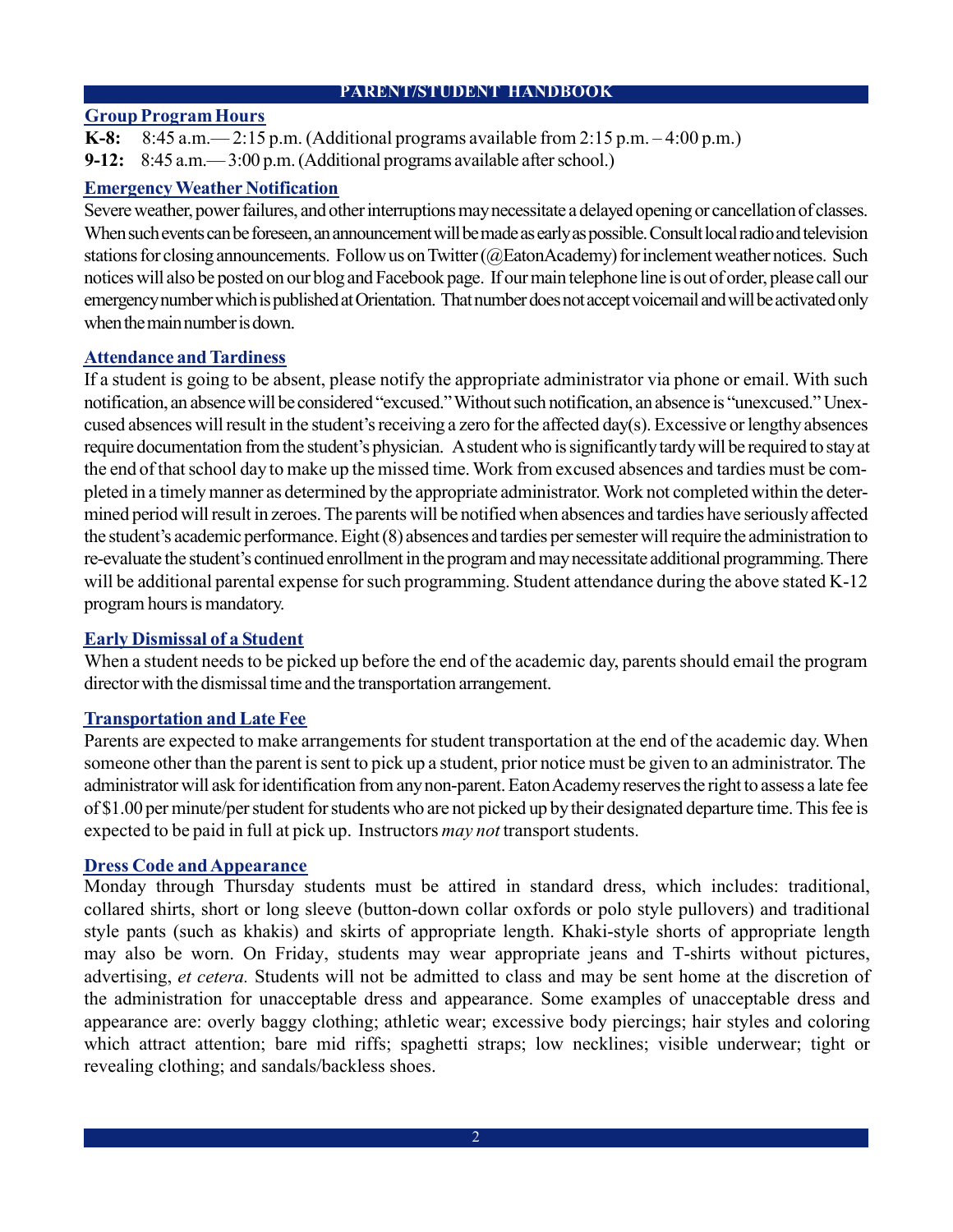## Group Program Hours

**K-8:** 8:45 a.m.— 2:15 p.m. (Additional programs available from 2:15 p.m. – 4:00 p.m.)

**9-12:** 8:45 a.m.— 3:00 p.m. (Additional programs available after school.)

## Emergency Weather Notification

Severe weather, power failures, and other interruptions may necessitate a delayed opening or cancellation of classes. When such events can be foreseen, an announcement will be made as early as possible. Consult local radio and television stations for closing announcements. Follow us on Twitter (@EatonAcademy) for inclement weather notices. Such notices will also be posted on our blog and Facebook page. If our main telephone line is out of order, please call our emergency number which is published at Orientation. That number does not accept voicemail and will be activated only when the main number is down.

## Attendance and Tardiness

If a student is going to be absent, please notify the appropriate administrator via phone or email. With such notification, an absence will be considered "excused." Without such notification, an absence is "unexcused." Unexcused absences will result in the student's receiving a zero for the affected day(s). Excessive or lengthy absences require documentation from the student's physician. A student who is significantly tardy will be required to stay at the end of that school day to make up the missed time. Work from excused absences and tardies must be completed in a timely manner as determined by the appropriate administrator. Work not completed within the determined period will result in zeroes. The parents will be notified when absences and tardies have seriously affected the student's academic performance. Eight (8) absences and tardies per semester will require the administration to re-evaluate the student's continued enrollment in the program and may necessitate additional programming. There will be additional parental expense for such programming. Student attendance during the above stated K-12 program hours is mandatory.

## Early Dismissal of a Student

When a student needs to be picked up before the end of the academic day, parents should email the program director with the dismissal time and the transportation arrangement.

## Transportation and Late Fee

Parents are expected to make arrangements for student transportation at the end of the academic day. When someone other than the parent is sent to pick up a student, prior notice must be given to an administrator. The administrator will ask for identification from any non-parent. Eaton Academy reserves the right to assess a late fee of $1.00 per minute/per student for students who are not picked up by their designated departure time. This fee is expected to be paid in full at pick up. Instructors *may not* transport students.

## Dress Code and Appearance

Monday through Thursday students must be attired in standard dress, which includes: traditional, collared shirts, short or long sleeve (button-down collar oxfords or polo style pullovers) and traditional style pants (such as khakis) and skirts of appropriate length. Khaki-style shorts of appropriate length may also be worn. On Friday, students may wear appropriate jeans and T-shirts without pictures, advertising, *et cetera.* Students will not be admitted to class and may be sent home at the discretion of the administration for unacceptable dress and appearance. Some examples of unacceptable dress and appearance are: overly baggy clothing; athletic wear; excessive body piercings; hair styles and coloring which attract attention; bare mid riffs; spaghetti straps; low necklines; visible underwear; tight or revealing clothing; and sandals/backless shoes.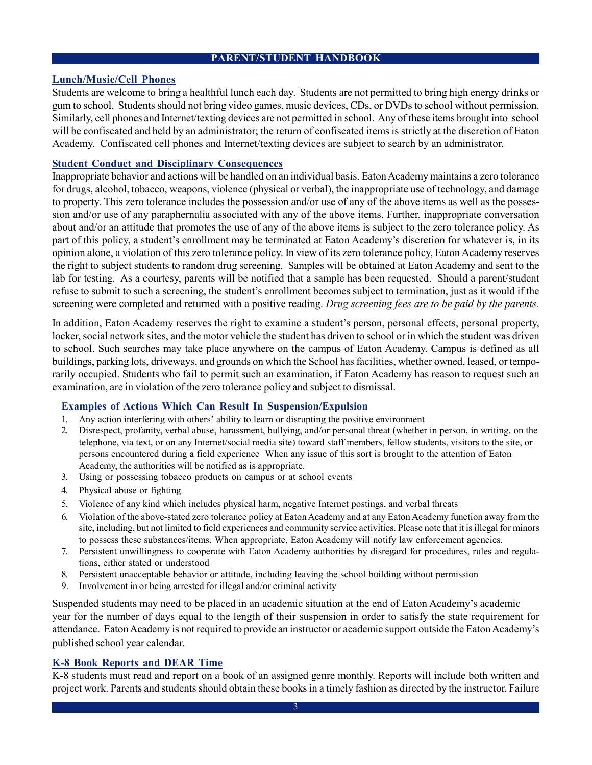## Lunch/Music/Cell Phones

Students are welcome to bring a healthful lunch each day. Students are not permitted to bring high energy drinks or gum to school. Students should not bring video games, music devices, CDs, or DVDs to school without permission. Similarly, cell phones and Internet/texting devices are not permitted in school. Any of these items brought into school will be confiscated and held by an administrator; the return of confiscated items is strictly at the discretion of Eaton Academy. Confiscated cell phones and Internet/texting devices are subject to search by an administrator.

## Student Conduct and Disciplinary Consequences

Inappropriate behavior and actions will be handled on an individual basis. Eaton Academy maintains a zero tolerance for drugs, alcohol, tobacco, weapons, violence (physical or verbal), the inappropriate use of technology, and damage to property. This zero tolerance includes the possession and/or use of any of the above items as well as the possession and/or use of any paraphernalia associated with any of the above items. Further, inappropriate conversation about and/or an attitude that promotes the use of any of the above items is subject to the zero tolerance policy. As part of this policy, a student's enrollment may be terminated at Eaton Academy's discretion for whatever is, in its opinion alone, a violation of this zero tolerance policy. In view of its zero tolerance policy, Eaton Academy reserves the right to subject students to random drug screening. Samples will be obtained at Eaton Academy and sent to the lab for testing. As a courtesy, parents will be notified that a sample has been requested. Should a parent/student refuse to submit to such a screening, the student's enrollment becomes subject to termination, just as it would if the screening were completed and returned with a positive reading. *Drug screening fees are to be paid by the parents.*

In addition, Eaton Academy reserves the right to examine a student's person, personal effects, personal property, locker, social network sites, and the motor vehicle the student has driven to school or in which the student was driven to school. Such searches may take place anywhere on the campus of Eaton Academy. Campus is defined as all buildings, parking lots, driveways, and grounds on which the School has facilities, whether owned, leased, or temporarily occupied. Students who fail to permit such an examination, if Eaton Academy has reason to request such an examination, are in violation of the zero tolerance policy and subject to dismissal.

### Examples of Actions Which Can Result In Suspension/Expulsion

1. Any action interfering with others' ability to learn or disrupting the positive environment
2. Disrespect, profanity, verbal abuse, harassment, bullying, and/or personal threat (whether in person, in writing, on the telephone, via text, or on any Internet/social media site) toward staff members, fellow students, visitors to the site, or persons encountered during a field experience When any issue of this sort is brought to the attention of Eaton Academy, the authorities will be notified as is appropriate.
3. Using or possessing tobacco products on campus or at school events
4. Physical abuse or fighting
5. Violence of any kind which includes physical harm, negative Internet postings, and verbal threats
6. Violation of the above-stated zero tolerance policy at Eaton Academy and at any Eaton Academy function away from the site, including, but not limited to field experiences and community service activities. Please note that it is illegal for minors to possess these substances/items. When appropriate, Eaton Academy will notify law enforcement agencies.
7. Persistent unwillingness to cooperate with Eaton Academy authorities by disregard for procedures, rules and regulations, either stated or understood
8. Persistent unacceptable behavior or attitude, including leaving the school building without permission
9. Involvement in or being arrested for illegal and/or criminal activity

Suspended students may need to be placed in an academic situation at the end of Eaton Academy's academic year for the number of days equal to the length of their suspension in order to satisfy the state requirement for attendance. Eaton Academy is not required to provide an instructor or academic support outside the Eaton Academy's published school year calendar.

## K-8 Book Reports and DEAR Time

K-8 students must read and report on a book of an assigned genre monthly. Reports will include both written and project work. Parents and students should obtain these books in a timely fashion as directed by the instructor. Failure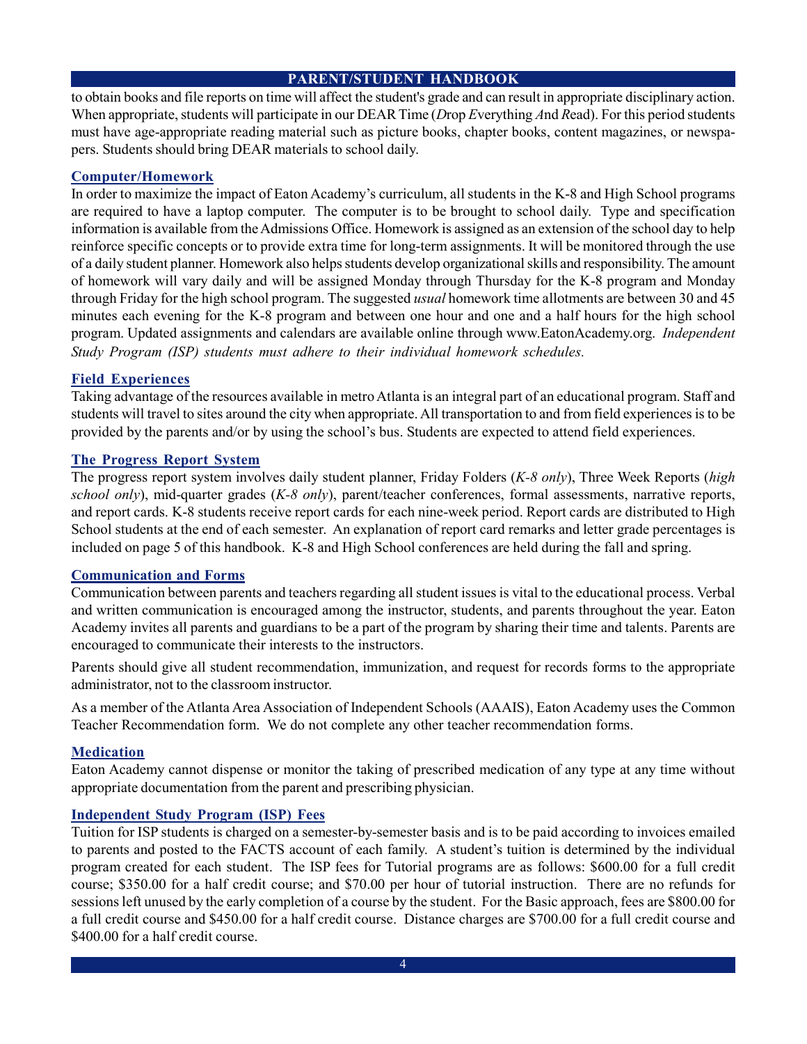to obtain books and file reports on time will affect the student's grade and can result in appropriate disciplinary action. When appropriate, students will participate in our DEAR Time (*D*rop *E*verything *A*nd *R*ead). For this period students must have age-appropriate reading material such as picture books, chapter books, content magazines, or newspapers. Students should bring DEAR materials to school daily.

## Computer/Homework

In order to maximize the impact of Eaton Academy's curriculum, all students in the K-8 and High School programs are required to have a laptop computer. The computer is to be brought to school daily. Type and specification information is available from the Admissions Office. Homework is assigned as an extension of the school day to help reinforce specific concepts or to provide extra time for long-term assignments. It will be monitored through the use of a daily student planner. Homework also helps students develop organizational skills and responsibility. The amount of homework will vary daily and will be assigned Monday through Thursday for the K-8 program and Monday through Friday for the high school program. The suggested *usual* homework time allotments are between 30 and 45 minutes each evening for the K-8 program and between one hour and one and a half hours for the high school program. Updated assignments and calendars are available online through www.EatonAcademy.org. *Independent Study Program (ISP) students must adhere to their individual homework schedules.*

## Field Experiences

Taking advantage of the resources available in metro Atlanta is an integral part of an educational program. Staff and students will travel to sites around the city when appropriate. All transportation to and from field experiences is to be provided by the parents and/or by using the school's bus. Students are expected to attend field experiences.

## The Progress Report System

The progress report system involves daily student planner, Friday Folders (*K-8 only*), Three Week Reports (*high school only*), mid-quarter grades (*K-8 only*), parent/teacher conferences, formal assessments, narrative reports, and report cards. K-8 students receive report cards for each nine-week period. Report cards are distributed to High School students at the end of each semester. An explanation of report card remarks and letter grade percentages is included on page 5 of this handbook. K-8 and High School conferences are held during the fall and spring.

## Communication and Forms

Communication between parents and teachers regarding all student issues is vital to the educational process. Verbal and written communication is encouraged among the instructor, students, and parents throughout the year. Eaton Academy invites all parents and guardians to be a part of the program by sharing their time and talents. Parents are encouraged to communicate their interests to the instructors.

Parents should give all student recommendation, immunization, and request for records forms to the appropriate administrator, not to the classroom instructor.

As a member of the Atlanta Area Association of Independent Schools (AAAIS), Eaton Academy uses the Common Teacher Recommendation form. We do not complete any other teacher recommendation forms.

## Medication

Eaton Academy cannot dispense or monitor the taking of prescribed medication of any type at any time without appropriate documentation from the parent and prescribing physician.

## Independent Study Program (ISP) Fees

Tuition for ISP students is charged on a semester-by-semester basis and is to be paid according to invoices emailed to parents and posted to the FACTS account of each family. A student's tuition is determined by the individual program created for each student. The ISP fees for Tutorial programs are as follows: $600.00 for a full credit course; $350.00 for a half credit course; and $70.00 per hour of tutorial instruction. There are no refunds for sessions left unused by the early completion of a course by the student. For the Basic approach, fees are $800.00 for a full credit course and $450.00 for a half credit course. Distance charges are $700.00 for a full credit course and $400.00 for a half credit course.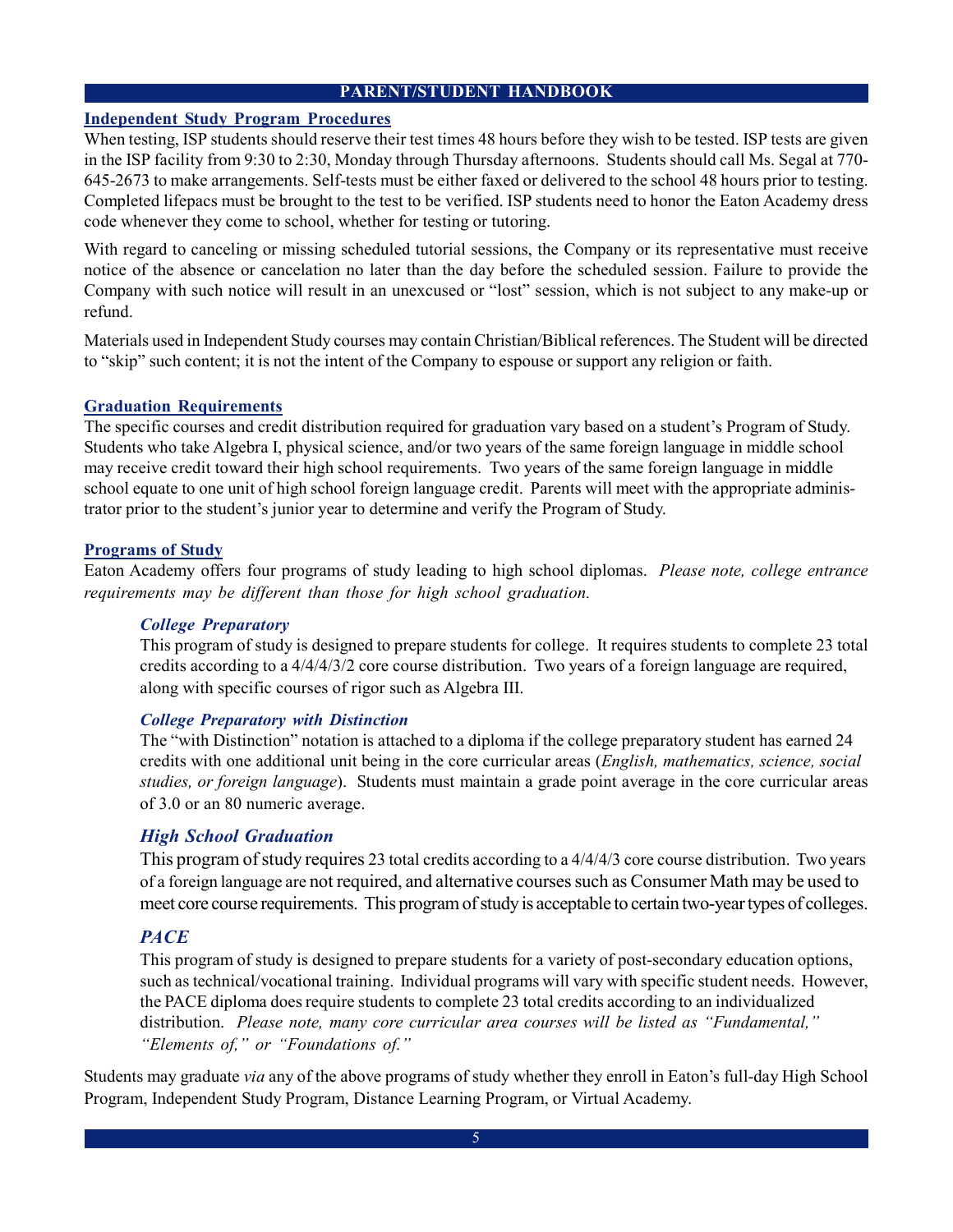## Independent Study Program Procedures

When testing, ISP students should reserve their test times 48 hours before they wish to be tested. ISP tests are given in the ISP facility from 9:30 to 2:30, Monday through Thursday afternoons. Students should call Ms. Segal at 770-645-2673 to make arrangements. Self-tests must be either faxed or delivered to the school 48 hours prior to testing. Completed lifepacs must be brought to the test to be verified. ISP students need to honor the Eaton Academy dress code whenever they come to school, whether for testing or tutoring.

With regard to canceling or missing scheduled tutorial sessions, the Company or its representative must receive notice of the absence or cancelation no later than the day before the scheduled session. Failure to provide the Company with such notice will result in an unexcused or "lost" session, which is not subject to any make-up or refund.

Materials used in Independent Study courses may contain Christian/Biblical references. The Student will be directed to "skip" such content; it is not the intent of the Company to espouse or support any religion or faith.

## Graduation Requirements

The specific courses and credit distribution required for graduation vary based on a student's Program of Study. Students who take Algebra I, physical science, and/or two years of the same foreign language in middle school may receive credit toward their high school requirements. Two years of the same foreign language in middle school equate to one unit of high school foreign language credit. Parents will meet with the appropriate administrator prior to the student's junior year to determine and verify the Program of Study.

## Programs of Study

Eaton Academy offers four programs of study leading to high school diplomas. *Please note, college entrance requirements may be different than those for high school graduation.*

### *College Preparatory*

This program of study is designed to prepare students for college. It requires students to complete 23 total credits according to a 4/4/4/3/2 core course distribution. Two years of a foreign language are required, along with specific courses of rigor such as Algebra III.

### *College Preparatory with Distinction*

The "with Distinction" notation is attached to a diploma if the college preparatory student has earned 24 credits with one additional unit being in the core curricular areas (*English, mathematics, science, social studies, or foreign language*). Students must maintain a grade point average in the core curricular areas of 3.0 or an 80 numeric average.

### *High School Graduation*

This program of study requires 23 total credits according to a 4/4/4/3 core course distribution. Two years of a foreign language are not required, and alternative courses such as Consumer Math may be used to meet core course requirements. This program of study is acceptable to certain two-year types of colleges.

### *PACE*

This program of study is designed to prepare students for a variety of post-secondary education options, such as technical/vocational training. Individual programs will vary with specific student needs. However, the PACE diploma does require students to complete 23 total credits according to an individualized distribution. *Please note, many core curricular area courses will be listed as "Fundamental," "Elements of," or "Foundations of."*

Students may graduate *via* any of the above programs of study whether they enroll in Eaton's full-day High School Program, Independent Study Program, Distance Learning Program, or Virtual Academy.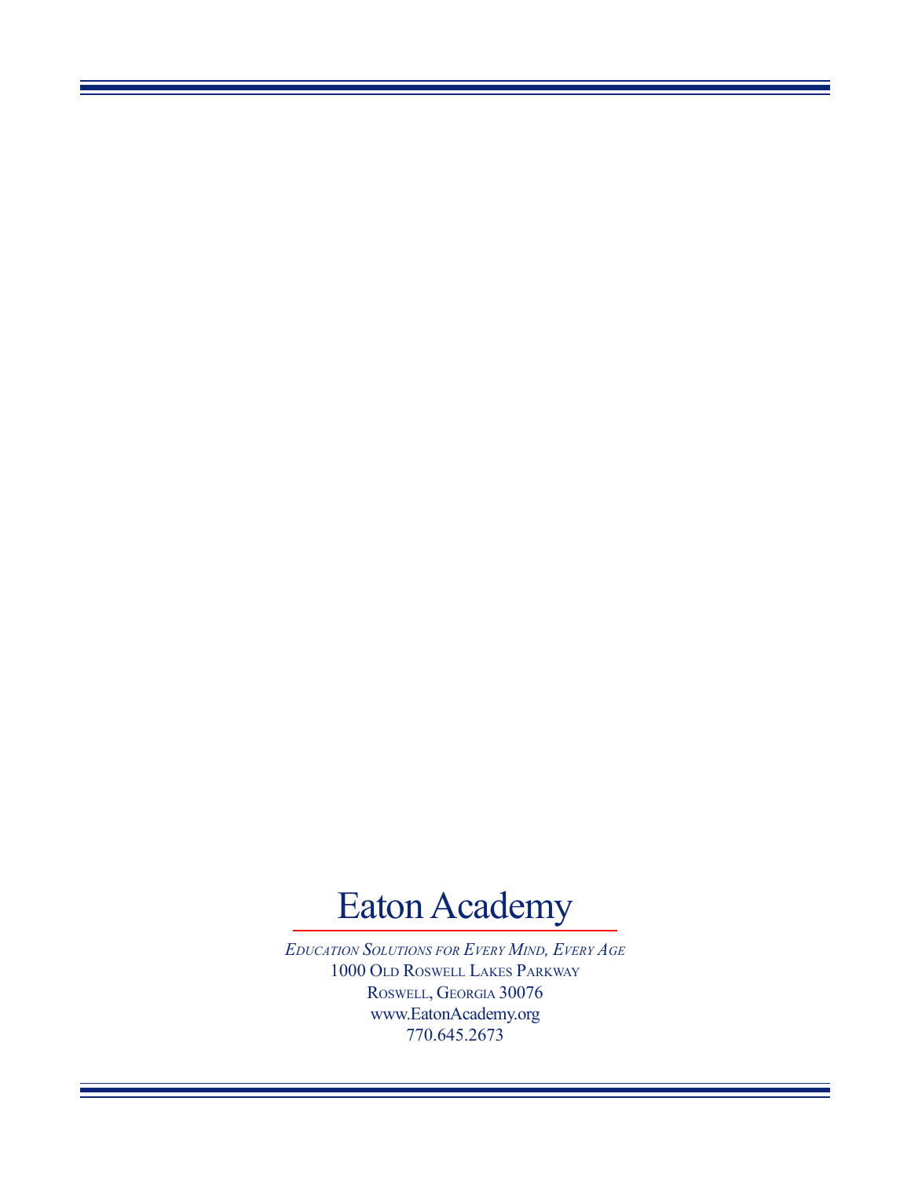# Eaton Academy

*Education Solutions for Every Mind, Every Age*

1000 Old Roswell Lakes Parkway

Roswell, Georgia 30076

www.EatonAcademy.org

770.645.2673